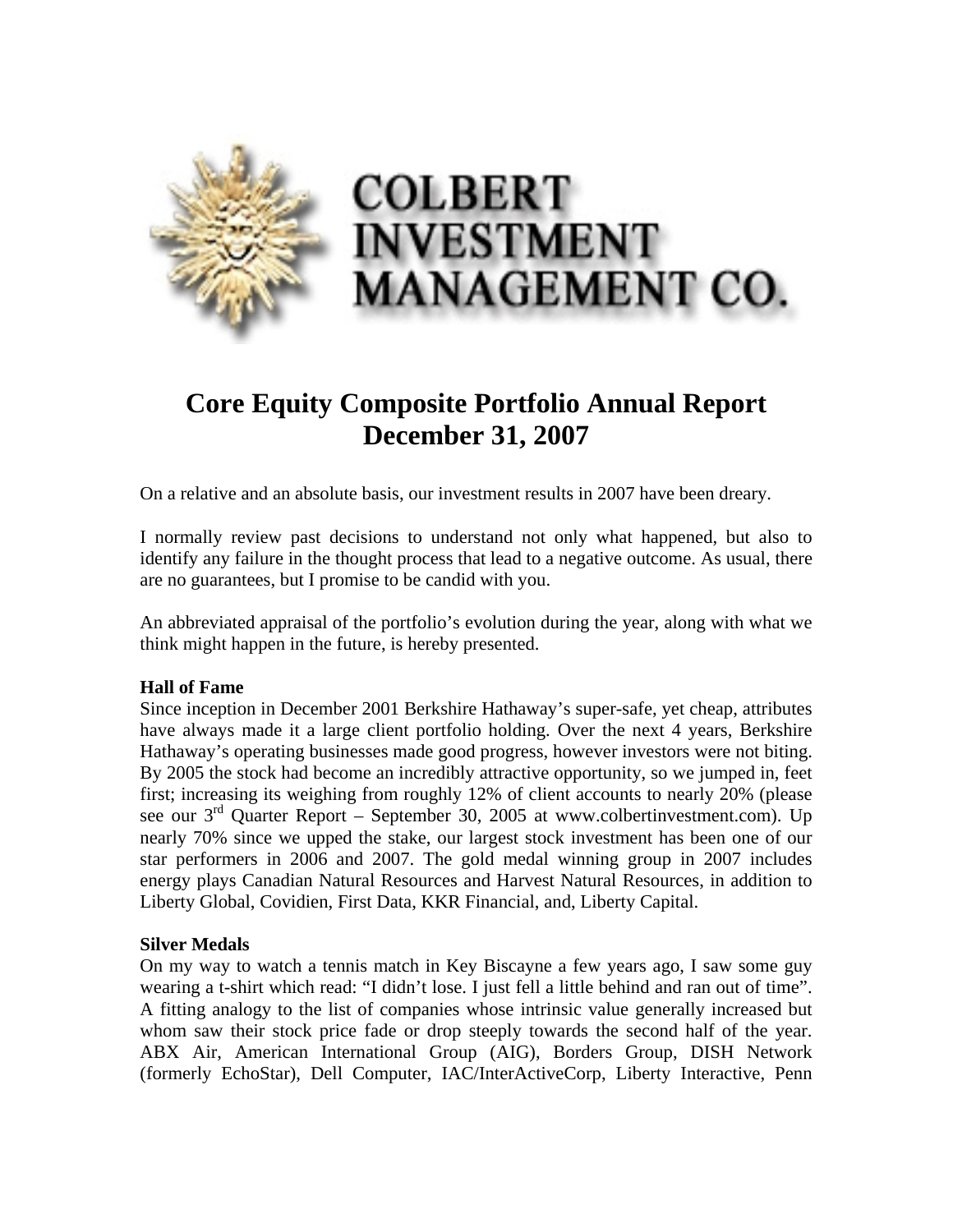COLBERT INVESTMENT MANAGEMENT CO.

# Core Equity Composite Portfolio Annual Report December 31, 2007

On a relative and an absolute basis, our investment results in 2007 have been dreary.

I normally review past decisions to understand not only what happened, but also to identify any failure in the thought process that lead to a negative outcome. As usual, there are no guarantees, but I promise to be candid with you.

An abbreviated appraisal of the portfolio's evolution during the year, along with what we think might happen in the future, is hereby presented.

**Hall of Fame**

Since inception in December 2001 Berkshire Hathaway's super-safe, yet cheap, attributes have always made it a large client portfolio holding. Over the next 4 years, Berkshire Hathaway's operating businesses made good progress, however investors were not biting. By 2005 the stock had become an incredibly attractive opportunity, so we jumped in, feet first; increasing its weighing from roughly 12% of client accounts to nearly 20% (please see our 3rd Quarter Report – September 30, 2005 at www.colbertinvestment.com). Up nearly 70% since we upped the stake, our largest stock investment has been one of our star performers in 2006 and 2007. The gold medal winning group in 2007 includes energy plays Canadian Natural Resources and Harvest Natural Resources, in addition to Liberty Global, Covidien, First Data, KKR Financial, and, Liberty Capital.

**Silver Medals**

On my way to watch a tennis match in Key Biscayne a few years ago, I saw some guy wearing a t-shirt which read: "I didn't lose. I just fell a little behind and ran out of time". A fitting analogy to the list of companies whose intrinsic value generally increased but whom saw their stock price fade or drop steeply towards the second half of the year. ABX Air, American International Group (AIG), Borders Group, DISH Network (formerly EchoStar), Dell Computer, IAC/InterActiveCorp, Liberty Interactive, Penn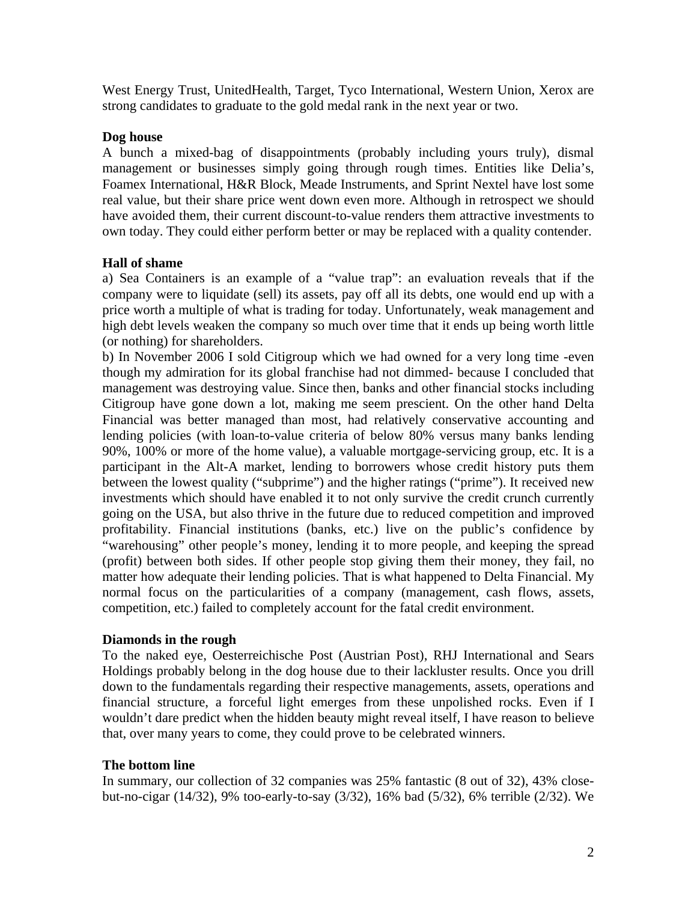West Energy Trust, UnitedHealth, Target, Tyco International, Western Union, Xerox are strong candidates to graduate to the gold medal rank in the next year or two.

**Dog house**

A bunch a mixed-bag of disappointments (probably including yours truly), dismal management or businesses simply going through rough times. Entities like Delia's, Foamex International, H&R Block, Meade Instruments, and Sprint Nextel have lost some real value, but their share price went down even more. Although in retrospect we should have avoided them, their current discount-to-value renders them attractive investments to own today. They could either perform better or may be replaced with a quality contender.

**Hall of shame**

a) Sea Containers is an example of a "value trap": an evaluation reveals that if the company were to liquidate (sell) its assets, pay off all its debts, one would end up with a price worth a multiple of what is trading for today. Unfortunately, weak management and high debt levels weaken the company so much over time that it ends up being worth little (or nothing) for shareholders.

b) In November 2006 I sold Citigroup which we had owned for a very long time -even though my admiration for its global franchise had not dimmed- because I concluded that management was destroying value. Since then, banks and other financial stocks including Citigroup have gone down a lot, making me seem prescient. On the other hand Delta Financial was better managed than most, had relatively conservative accounting and lending policies (with loan-to-value criteria of below 80% versus many banks lending 90%, 100% or more of the home value), a valuable mortgage-servicing group, etc. It is a participant in the Alt-A market, lending to borrowers whose credit history puts them between the lowest quality ("subprime") and the higher ratings ("prime"). It received new investments which should have enabled it to not only survive the credit crunch currently going on the USA, but also thrive in the future due to reduced competition and improved profitability. Financial institutions (banks, etc.) live on the public's confidence by "warehousing" other people's money, lending it to more people, and keeping the spread (profit) between both sides. If other people stop giving them their money, they fail, no matter how adequate their lending policies. That is what happened to Delta Financial. My normal focus on the particularities of a company (management, cash flows, assets, competition, etc.) failed to completely account for the fatal credit environment.

**Diamonds in the rough**

To the naked eye, Oesterreichische Post (Austrian Post), RHJ International and Sears Holdings probably belong in the dog house due to their lackluster results. Once you drill down to the fundamentals regarding their respective managements, assets, operations and financial structure, a forceful light emerges from these unpolished rocks. Even if I wouldn't dare predict when the hidden beauty might reveal itself, I have reason to believe that, over many years to come, they could prove to be celebrated winners.

**The bottom line**

In summary, our collection of 32 companies was 25% fantastic (8 out of 32), 43% close-but-no-cigar (14/32), 9% too-early-to-say (3/32), 16% bad (5/32), 6% terrible (2/32). We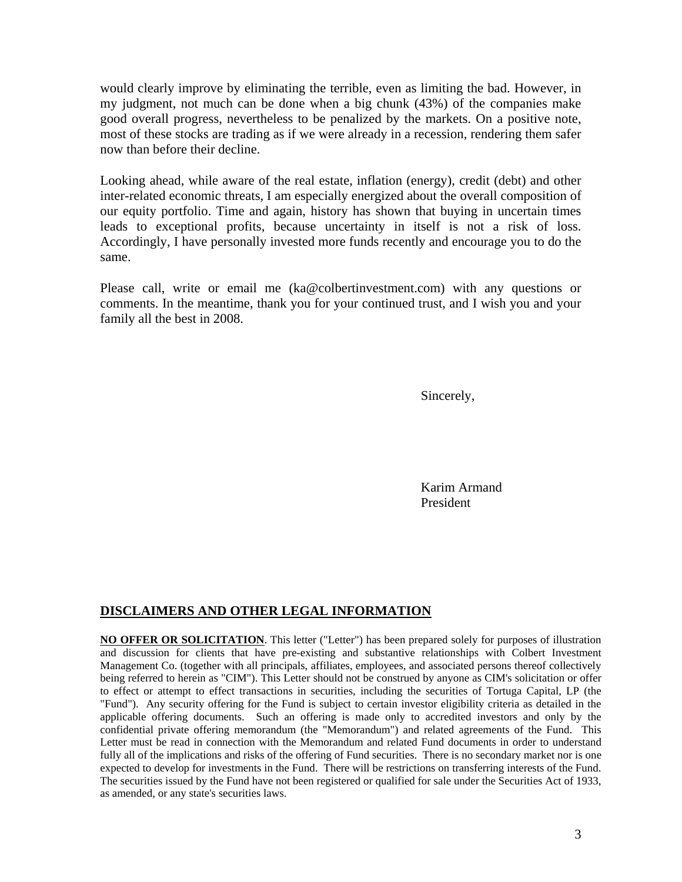would clearly improve by eliminating the terrible, even as limiting the bad. However, in my judgment, not much can be done when a big chunk (43%) of the companies make good overall progress, nevertheless to be penalized by the markets. On a positive note, most of these stocks are trading as if we were already in a recession, rendering them safer now than before their decline.

Looking ahead, while aware of the real estate, inflation (energy), credit (debt) and other inter-related economic threats, I am especially energized about the overall composition of our equity portfolio. Time and again, history has shown that buying in uncertain times leads to exceptional profits, because uncertainty in itself is not a risk of loss. Accordingly, I have personally invested more funds recently and encourage you to do the same.

Please call, write or email me (ka@colbertinvestment.com) with any questions or comments. In the meantime, thank you for your continued trust, and I wish you and your family all the best in 2008.

Sincerely,

Karim Armand
President

## DISCLAIMERS AND OTHER LEGAL INFORMATION

**NO OFFER OR SOLICITATION**. This letter ("Letter") has been prepared solely for purposes of illustration and discussion for clients that have pre-existing and substantive relationships with Colbert Investment Management Co. (together with all principals, affiliates, employees, and associated persons thereof collectively being referred to herein as "CIM"). This Letter should not be construed by anyone as CIM's solicitation or offer to effect or attempt to effect transactions in securities, including the securities of Tortuga Capital, LP (the "Fund"). Any security offering for the Fund is subject to certain investor eligibility criteria as detailed in the applicable offering documents. Such an offering is made only to accredited investors and only by the confidential private offering memorandum (the "Memorandum") and related agreements of the Fund. This Letter must be read in connection with the Memorandum and related Fund documents in order to understand fully all of the implications and risks of the offering of Fund securities. There is no secondary market nor is one expected to develop for investments in the Fund. There will be restrictions on transferring interests of the Fund. The securities issued by the Fund have not been registered or qualified for sale under the Securities Act of 1933, as amended, or any state's securities laws.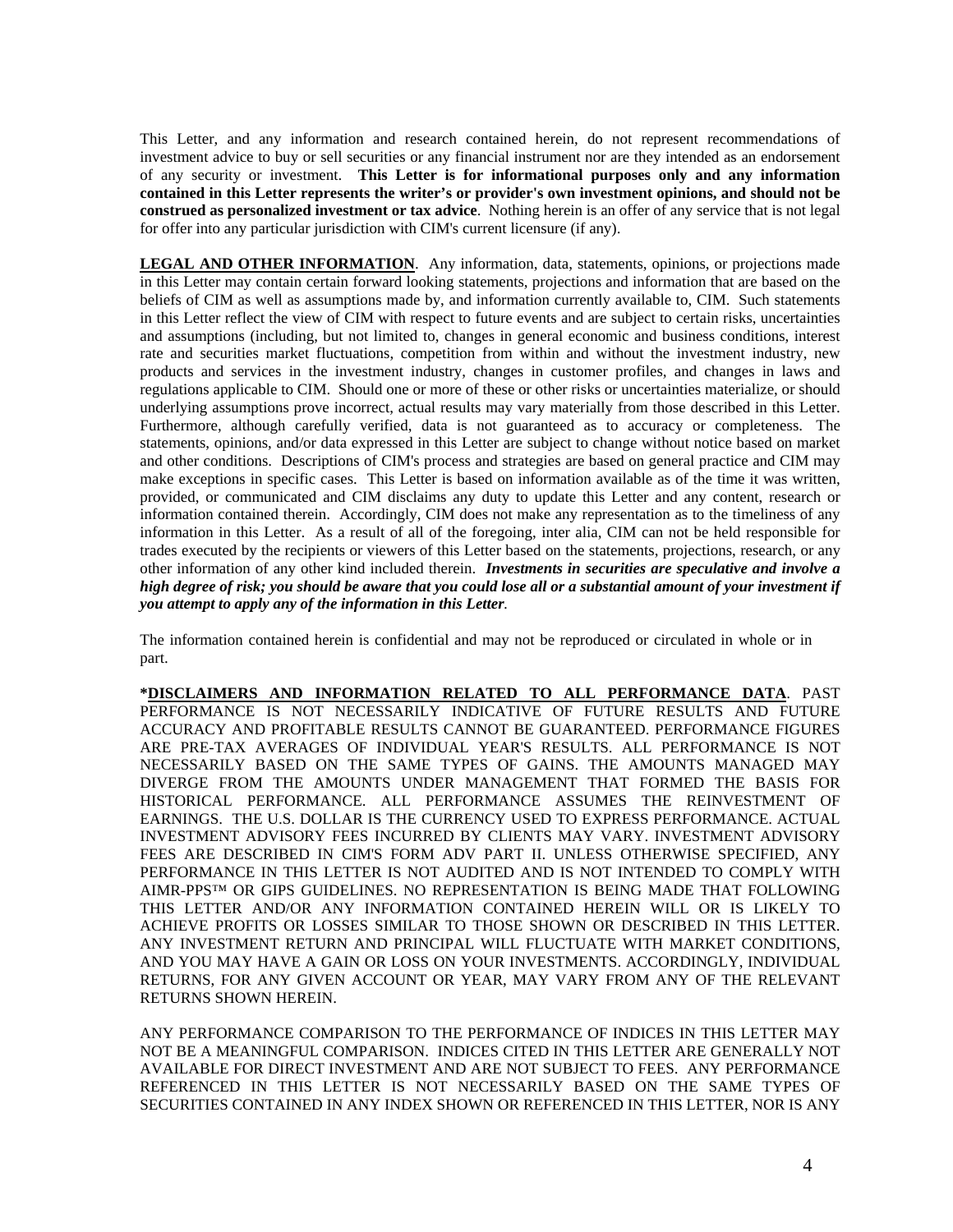This Letter, and any information and research contained herein, do not represent recommendations of investment advice to buy or sell securities or any financial instrument nor are they intended as an endorsement of any security or investment. **This Letter is for informational purposes only and any information contained in this Letter represents the writer's or provider's own investment opinions, and should not be construed as personalized investment or tax advice**. Nothing herein is an offer of any service that is not legal for offer into any particular jurisdiction with CIM's current licensure (if any).

**LEGAL AND OTHER INFORMATION**. Any information, data, statements, opinions, or projections made in this Letter may contain certain forward looking statements, projections and information that are based on the beliefs of CIM as well as assumptions made by, and information currently available to, CIM. Such statements in this Letter reflect the view of CIM with respect to future events and are subject to certain risks, uncertainties and assumptions (including, but not limited to, changes in general economic and business conditions, interest rate and securities market fluctuations, competition from within and without the investment industry, new products and services in the investment industry, changes in customer profiles, and changes in laws and regulations applicable to CIM. Should one or more of these or other risks or uncertainties materialize, or should underlying assumptions prove incorrect, actual results may vary materially from those described in this Letter. Furthermore, although carefully verified, data is not guaranteed as to accuracy or completeness. The statements, opinions, and/or data expressed in this Letter are subject to change without notice based on market and other conditions. Descriptions of CIM's process and strategies are based on general practice and CIM may make exceptions in specific cases. This Letter is based on information available as of the time it was written, provided, or communicated and CIM disclaims any duty to update this Letter and any content, research or information contained therein. Accordingly, CIM does not make any representation as to the timeliness of any information in this Letter. As a result of all of the foregoing, inter alia, CIM can not be held responsible for trades executed by the recipients or viewers of this Letter based on the statements, projections, research, or any other information of any other kind included therein. ***Investments in securities are speculative and involve a high degree of risk; you should be aware that you could lose all or a substantial amount of your investment if you attempt to apply any of the information in this Letter*.**

The information contained herein is confidential and may not be reproduced or circulated in whole or in part.

**\*DISCLAIMERS AND INFORMATION RELATED TO ALL PERFORMANCE DATA**. PAST PERFORMANCE IS NOT NECESSARILY INDICATIVE OF FUTURE RESULTS AND FUTURE ACCURACY AND PROFITABLE RESULTS CANNOT BE GUARANTEED. PERFORMANCE FIGURES ARE PRE-TAX AVERAGES OF INDIVIDUAL YEAR'S RESULTS. ALL PERFORMANCE IS NOT NECESSARILY BASED ON THE SAME TYPES OF GAINS. THE AMOUNTS MANAGED MAY DIVERGE FROM THE AMOUNTS UNDER MANAGEMENT THAT FORMED THE BASIS FOR HISTORICAL PERFORMANCE. ALL PERFORMANCE ASSUMES THE REINVESTMENT OF EARNINGS. THE U.S. DOLLAR IS THE CURRENCY USED TO EXPRESS PERFORMANCE. ACTUAL INVESTMENT ADVISORY FEES INCURRED BY CLIENTS MAY VARY. INVESTMENT ADVISORY FEES ARE DESCRIBED IN CIM'S FORM ADV PART II. UNLESS OTHERWISE SPECIFIED, ANY PERFORMANCE IN THIS LETTER IS NOT AUDITED AND IS NOT INTENDED TO COMPLY WITH AIMR-PPS™ OR GIPS GUIDELINES. NO REPRESENTATION IS BEING MADE THAT FOLLOWING THIS LETTER AND/OR ANY INFORMATION CONTAINED HEREIN WILL OR IS LIKELY TO ACHIEVE PROFITS OR LOSSES SIMILAR TO THOSE SHOWN OR DESCRIBED IN THIS LETTER. ANY INVESTMENT RETURN AND PRINCIPAL WILL FLUCTUATE WITH MARKET CONDITIONS, AND YOU MAY HAVE A GAIN OR LOSS ON YOUR INVESTMENTS. ACCORDINGLY, INDIVIDUAL RETURNS, FOR ANY GIVEN ACCOUNT OR YEAR, MAY VARY FROM ANY OF THE RELEVANT RETURNS SHOWN HEREIN.

ANY PERFORMANCE COMPARISON TO THE PERFORMANCE OF INDICES IN THIS LETTER MAY NOT BE A MEANINGFUL COMPARISON. INDICES CITED IN THIS LETTER ARE GENERALLY NOT AVAILABLE FOR DIRECT INVESTMENT AND ARE NOT SUBJECT TO FEES. ANY PERFORMANCE REFERENCED IN THIS LETTER IS NOT NECESSARILY BASED ON THE SAME TYPES OF SECURITIES CONTAINED IN ANY INDEX SHOWN OR REFERENCED IN THIS LETTER, NOR IS ANY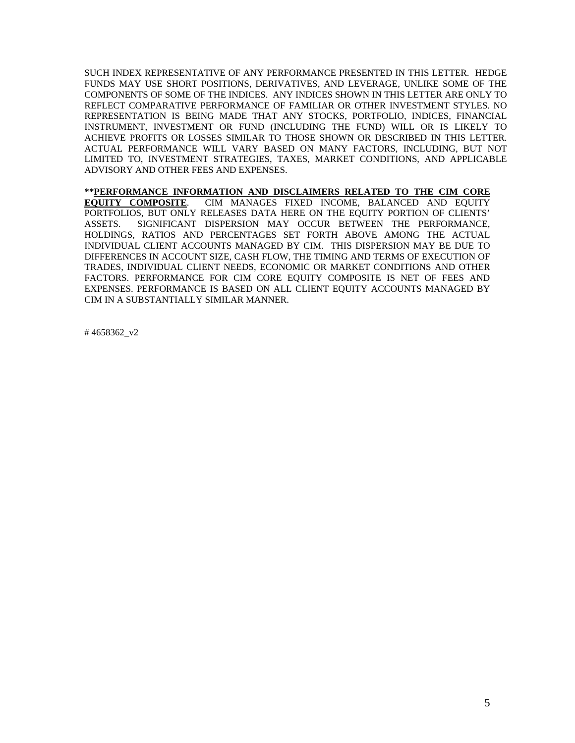SUCH INDEX REPRESENTATIVE OF ANY PERFORMANCE PRESENTED IN THIS LETTER. HEDGE FUNDS MAY USE SHORT POSITIONS, DERIVATIVES, AND LEVERAGE, UNLIKE SOME OF THE COMPONENTS OF SOME OF THE INDICES. ANY INDICES SHOWN IN THIS LETTER ARE ONLY TO REFLECT COMPARATIVE PERFORMANCE OF FAMILIAR OR OTHER INVESTMENT STYLES. NO REPRESENTATION IS BEING MADE THAT ANY STOCKS, PORTFOLIO, INDICES, FINANCIAL INSTRUMENT, INVESTMENT OR FUND (INCLUDING THE FUND) WILL OR IS LIKELY TO ACHIEVE PROFITS OR LOSSES SIMILAR TO THOSE SHOWN OR DESCRIBED IN THIS LETTER. ACTUAL PERFORMANCE WILL VARY BASED ON MANY FACTORS, INCLUDING, BUT NOT LIMITED TO, INVESTMENT STRATEGIES, TAXES, MARKET CONDITIONS, AND APPLICABLE ADVISORY AND OTHER FEES AND EXPENSES.

**\*\*<u>PERFORMANCE INFORMATION AND DISCLAIMERS RELATED TO THE CIM CORE EQUITY COMPOSITE</u>**. CIM MANAGES FIXED INCOME, BALANCED AND EQUITY PORTFOLIOS, BUT ONLY RELEASES DATA HERE ON THE EQUITY PORTION OF CLIENTS' ASSETS. SIGNIFICANT DISPERSION MAY OCCUR BETWEEN THE PERFORMANCE, HOLDINGS, RATIOS AND PERCENTAGES SET FORTH ABOVE AMONG THE ACTUAL INDIVIDUAL CLIENT ACCOUNTS MANAGED BY CIM. THIS DISPERSION MAY BE DUE TO DIFFERENCES IN ACCOUNT SIZE, CASH FLOW, THE TIMING AND TERMS OF EXECUTION OF TRADES, INDIVIDUAL CLIENT NEEDS, ECONOMIC OR MARKET CONDITIONS AND OTHER FACTORS. PERFORMANCE FOR CIM CORE EQUITY COMPOSITE IS NET OF FEES AND EXPENSES. PERFORMANCE IS BASED ON ALL CLIENT EQUITY ACCOUNTS MANAGED BY CIM IN A SUBSTANTIALLY SIMILAR MANNER.

# 4658362_v2